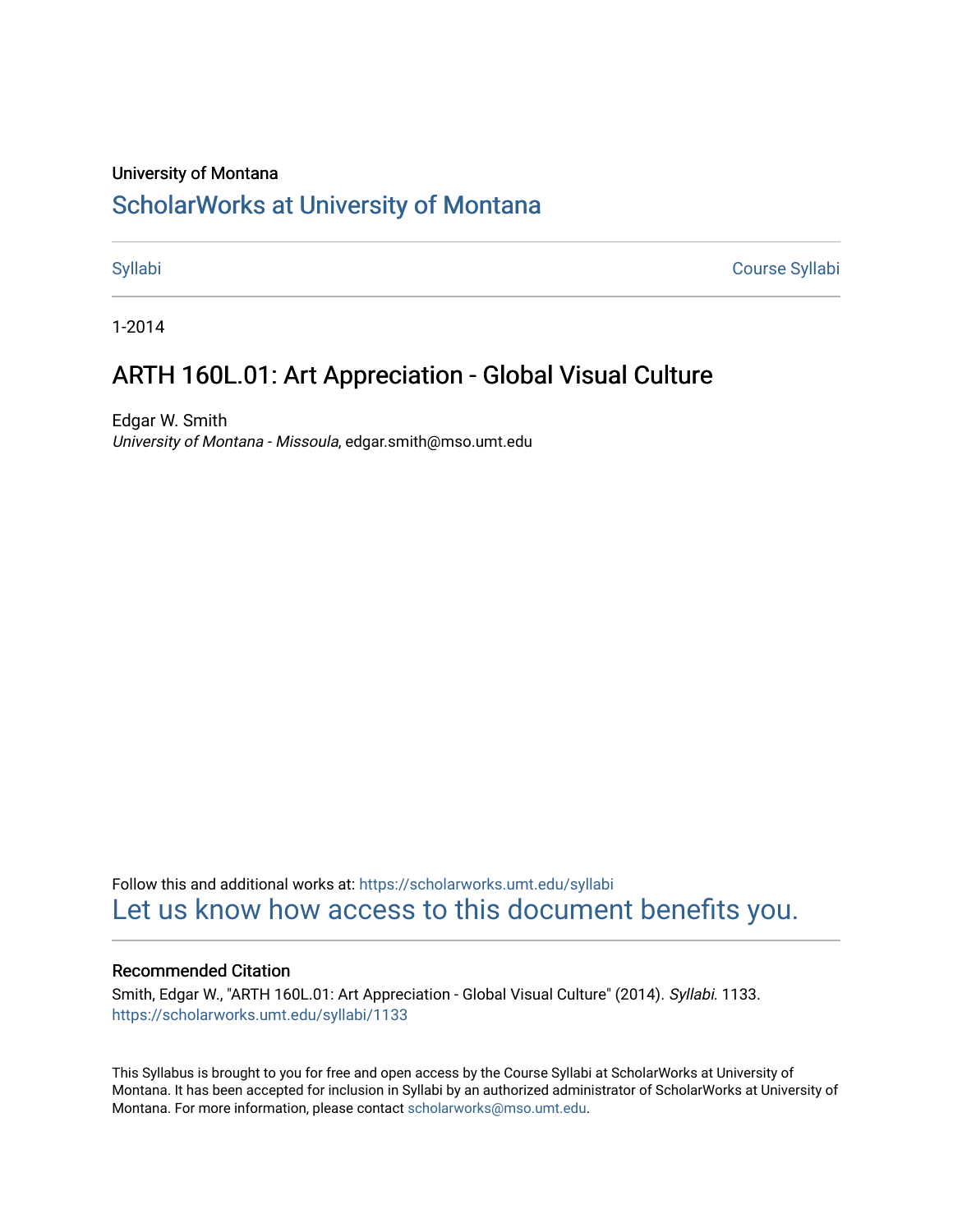University of Montana

# ScholarWorks at University of Montana

Syllabi | Course Syllabi

1-2014

## ARTH 160L.01: Art Appreciation - Global Visual Culture

Edgar W. Smith
*University of Montana - Missoula*, edgar.smith@mso.umt.edu

Follow this and additional works at: https://scholarworks.umt.edu/syllabi

Let us know how access to this document benefits you.

### Recommended Citation

Smith, Edgar W., "ARTH 160L.01: Art Appreciation - Global Visual Culture" (2014). *Syllabi*. 1133.
https://scholarworks.umt.edu/syllabi/1133

This Syllabus is brought to you for free and open access by the Course Syllabi at ScholarWorks at University of Montana. It has been accepted for inclusion in Syllabi by an authorized administrator of ScholarWorks at University of Montana. For more information, please contact scholarworks@mso.umt.edu.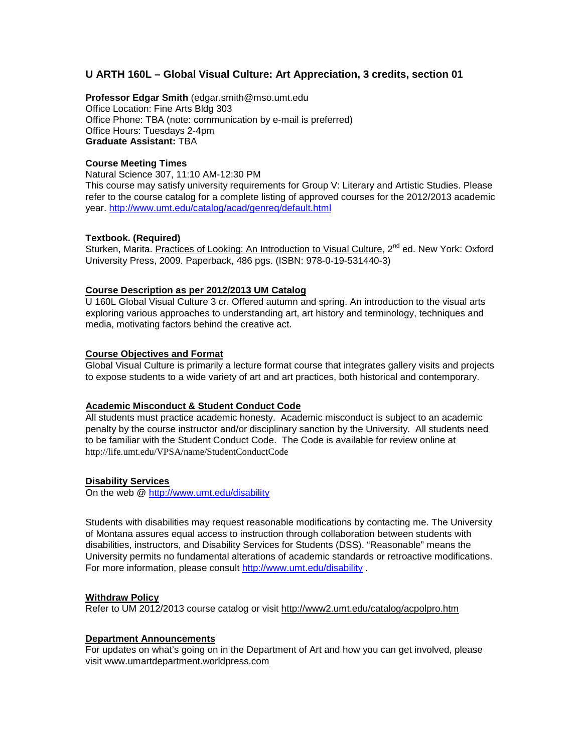## U ARTH 160L – Global Visual Culture: Art Appreciation, 3 credits, section 01

**Professor Edgar Smith** (edgar.smith@mso.umt.edu
Office Location: Fine Arts Bldg 303
Office Phone: TBA (note: communication by e-mail is preferred)
Office Hours: Tuesdays 2-4pm
**Graduate Assistant:** TBA

**Course Meeting Times**
Natural Science 307, 11:10 AM-12:30 PM
This course may satisfy university requirements for Group V: Literary and Artistic Studies. Please refer to the course catalog for a complete listing of approved courses for the 2012/2013 academic year. http://www.umt.edu/catalog/acad/genreq/default.html

**Textbook. (Required)**
Sturken, Marita. Practices of Looking: An Introduction to Visual Culture, 2nd ed. New York: Oxford University Press, 2009. Paperback, 486 pgs. (ISBN: 978-0-19-531440-3)

**Course Description as per 2012/2013 UM Catalog**
U 160L Global Visual Culture 3 cr. Offered autumn and spring. An introduction to the visual arts exploring various approaches to understanding art, art history and terminology, techniques and media, motivating factors behind the creative act.

**Course Objectives and Format**
Global Visual Culture is primarily a lecture format course that integrates gallery visits and projects to expose students to a wide variety of art and art practices, both historical and contemporary.

**Academic Misconduct & Student Conduct Code**
All students must practice academic honesty. Academic misconduct is subject to an academic penalty by the course instructor and/or disciplinary sanction by the University. All students need to be familiar with the Student Conduct Code. The Code is available for review online at http://life.umt.edu/VPSA/name/StudentConductCode

**Disability Services**
On the web @ http://www.umt.edu/disability

Students with disabilities may request reasonable modifications by contacting me. The University of Montana assures equal access to instruction through collaboration between students with disabilities, instructors, and Disability Services for Students (DSS). "Reasonable" means the University permits no fundamental alterations of academic standards or retroactive modifications. For more information, please consult http://www.umt.edu/disability .

**Withdraw Policy**
Refer to UM 2012/2013 course catalog or visit http://www2.umt.edu/catalog/acpolpro.htm

**Department Announcements**
For updates on what's going on in the Department of Art and how you can get involved, please visit www.umartdepartment.worldpress.com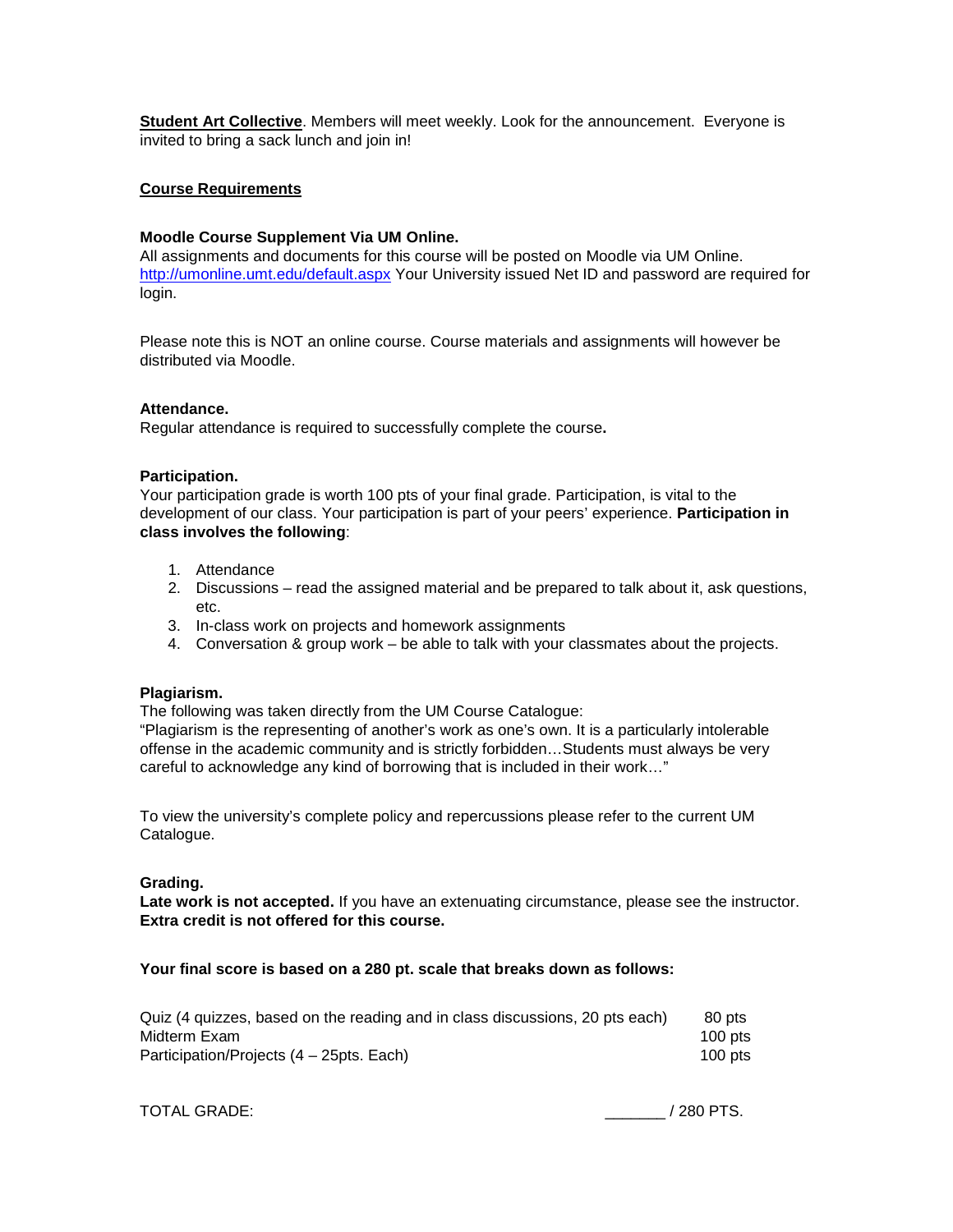**Student Art Collective**. Members will meet weekly. Look for the announcement. Everyone is invited to bring a sack lunch and join in!

## Course Requirements

### Moodle Course Supplement Via UM Online.

All assignments and documents for this course will be posted on Moodle via UM Online. http://umonline.umt.edu/default.aspx Your University issued Net ID and password are required for login.

Please note this is NOT an online course. Course materials and assignments will however be distributed via Moodle.

### Attendance.

Regular attendance is required to successfully complete the course**.**

### Participation.

Your participation grade is worth 100 pts of your final grade. Participation, is vital to the development of our class. Your participation is part of your peers' experience. **Participation in class involves the following**:

1. Attendance
2. Discussions – read the assigned material and be prepared to talk about it, ask questions, etc.
3. In-class work on projects and homework assignments
4. Conversation & group work – be able to talk with your classmates about the projects.

### Plagiarism.

The following was taken directly from the UM Course Catalogue:

"Plagiarism is the representing of another's work as one's own. It is a particularly intolerable offense in the academic community and is strictly forbidden…Students must always be very careful to acknowledge any kind of borrowing that is included in their work…"

To view the university's complete policy and repercussions please refer to the current UM Catalogue.

### Grading.

**Late work is not accepted.** If you have an extenuating circumstance, please see the instructor. **Extra credit is not offered for this course.**

**Your final score is based on a 280 pt. scale that breaks down as follows:**

| | |
|---|---|
| Quiz (4 quizzes, based on the reading and in class discussions, 20 pts each) | 80 pts |
| Midterm Exam | 100 pts |
| Participation/Projects (4 – 25pts. Each) | 100 pts |

TOTAL GRADE: _______ / 280 PTS.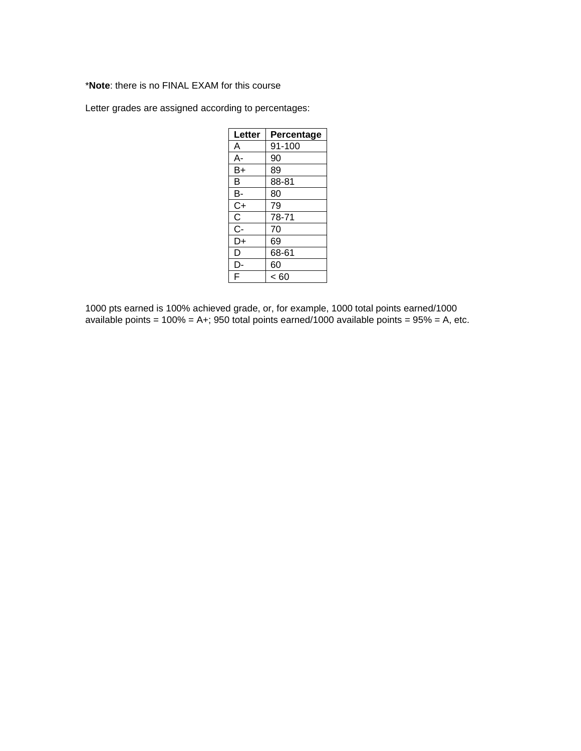\***Note**: there is no FINAL EXAM for this course

Letter grades are assigned according to percentages:

| Letter | Percentage |
|---|---|
| A | 91-100 |
| A- | 90 |
| B+ | 89 |
| B | 88-81 |
| B- | 80 |
| C+ | 79 |
| C | 78-71 |
| C- | 70 |
| D+ | 69 |
| D | 68-61 |
| D- | 60 |
| F | < 60 |

1000 pts earned is 100% achieved grade, or, for example, 1000 total points earned/1000 available points = 100% = A+; 950 total points earned/1000 available points = 95% = A, etc.